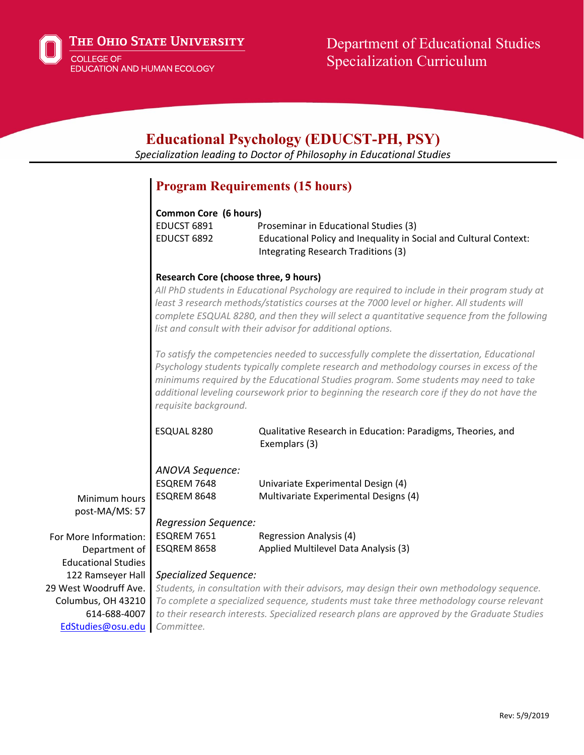The Ohio State University
College of Education and Human Ecology

Department of Educational Studies
Specialization Curriculum

# Educational Psychology (EDUCST-PH, PSY)

*Specialization leading to Doctor of Philosophy in Educational Studies*

## Program Requirements (15 hours)

**Common Core (6 hours)**

| | |
|---|---|
| EDUCST 6891 | Proseminar in Educational Studies (3) |
| EDUCST 6892 | Educational Policy and Inequality in Social and Cultural Context: Integrating Research Traditions (3) |

**Research Core (choose three, 9 hours)**

*All PhD students in Educational Psychology are required to include in their program study at least 3 research methods/statistics courses at the 7000 level or higher. All students will complete ESQUAL 8280, and then they will select a quantitative sequence from the following list and consult with their advisor for additional options.*

*To satisfy the competencies needed to successfully complete the dissertation, Educational Psychology students typically complete research and methodology courses in excess of the minimums required by the Educational Studies program. Some students may need to take additional leveling coursework prior to beginning the research core if they do not have the requisite background.*

| | |
|---|---|
| ESQUAL 8280 | Qualitative Research in Education: Paradigms, Theories, and Exemplars (3) |

*ANOVA Sequence:*

| | |
|---|---|
| ESQREM 7648 | Univariate Experimental Design (4) |
| ESQREM 8648 | Multivariate Experimental Designs (4) |

*Regression Sequence:*

| | |
|---|---|
| ESQREM 7651 | Regression Analysis (4) |
| ESQREM 8658 | Applied Multilevel Data Analysis (3) |

*Specialized Sequence:*

*Students, in consultation with their advisors, may design their own methodology sequence. To complete a specialized sequence, students must take three methodology course relevant to their research interests. Specialized research plans are approved by the Graduate Studies Committee.*

Minimum hours post-MA/MS: 57

For More Information:
Department of Educational Studies
122 Ramseyer Hall
29 West Woodruff Ave.
Columbus, OH 43210
614-688-4007
EdStudies@osu.edu

Rev: 5/9/2019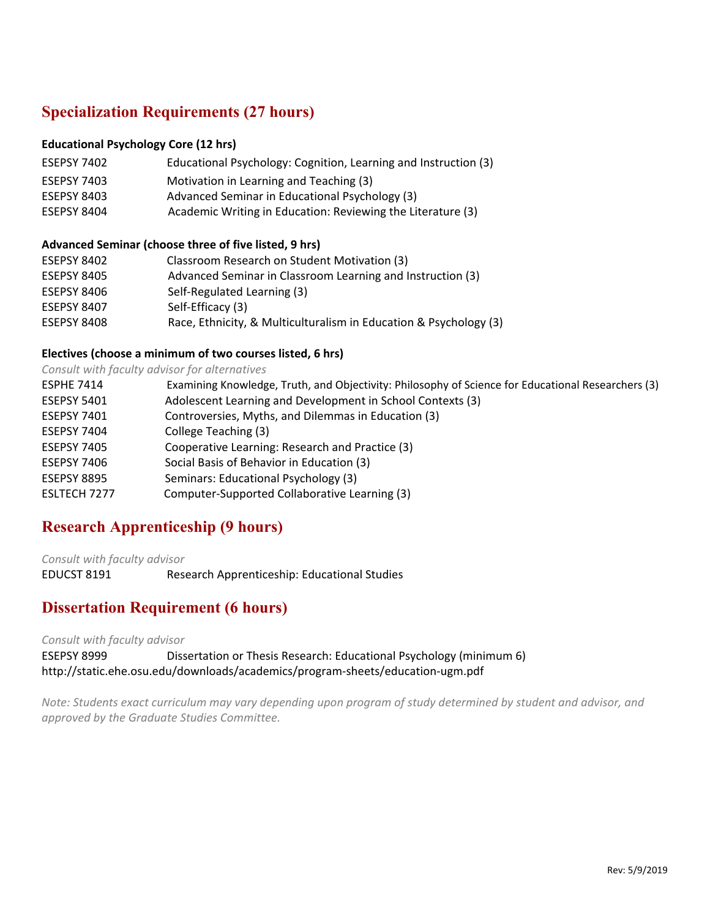## Specialization Requirements (27 hours)

**Educational Psychology Core (12 hrs)**

| | |
|---|---|
| ESEPSY 7402 | Educational Psychology: Cognition, Learning and Instruction (3) |
| ESEPSY 7403 | Motivation in Learning and Teaching (3) |
| ESEPSY 8403 | Advanced Seminar in Educational Psychology (3) |
| ESEPSY 8404 | Academic Writing in Education: Reviewing the Literature (3) |

**Advanced Seminar (choose three of five listed, 9 hrs)**

| | |
|---|---|
| ESEPSY 8402 | Classroom Research on Student Motivation (3) |
| ESEPSY 8405 | Advanced Seminar in Classroom Learning and Instruction (3) |
| ESEPSY 8406 | Self-Regulated Learning (3) |
| ESEPSY 8407 | Self-Efficacy (3) |
| ESEPSY 8408 | Race, Ethnicity, & Multiculturalism in Education & Psychology (3) |

**Electives (choose a minimum of two courses listed, 6 hrs)**

*Consult with faculty advisor for alternatives*

| | |
|---|---|
| ESPHE 7414 | Examining Knowledge, Truth, and Objectivity: Philosophy of Science for Educational Researchers (3) |
| ESEPSY 5401 | Adolescent Learning and Development in School Contexts (3) |
| ESEPSY 7401 | Controversies, Myths, and Dilemmas in Education (3) |
| ESEPSY 7404 | College Teaching (3) |
| ESEPSY 7405 | Cooperative Learning: Research and Practice (3) |
| ESEPSY 7406 | Social Basis of Behavior in Education (3) |
| ESEPSY 8895 | Seminars: Educational Psychology (3) |
| ESLTECH 7277 | Computer-Supported Collaborative Learning (3) |

## Research Apprenticeship (9 hours)

*Consult with faculty advisor*

EDUCST 8191 Research Apprenticeship: Educational Studies

## Dissertation Requirement (6 hours)

*Consult with faculty advisor*

ESEPSY 8999 Dissertation or Thesis Research: Educational Psychology (minimum 6)

http://static.ehe.osu.edu/downloads/academics/program-sheets/education-ugm.pdf

*Note: Students exact curriculum may vary depending upon program of study determined by student and advisor, and approved by the Graduate Studies Committee.*

Rev: 5/9/2019